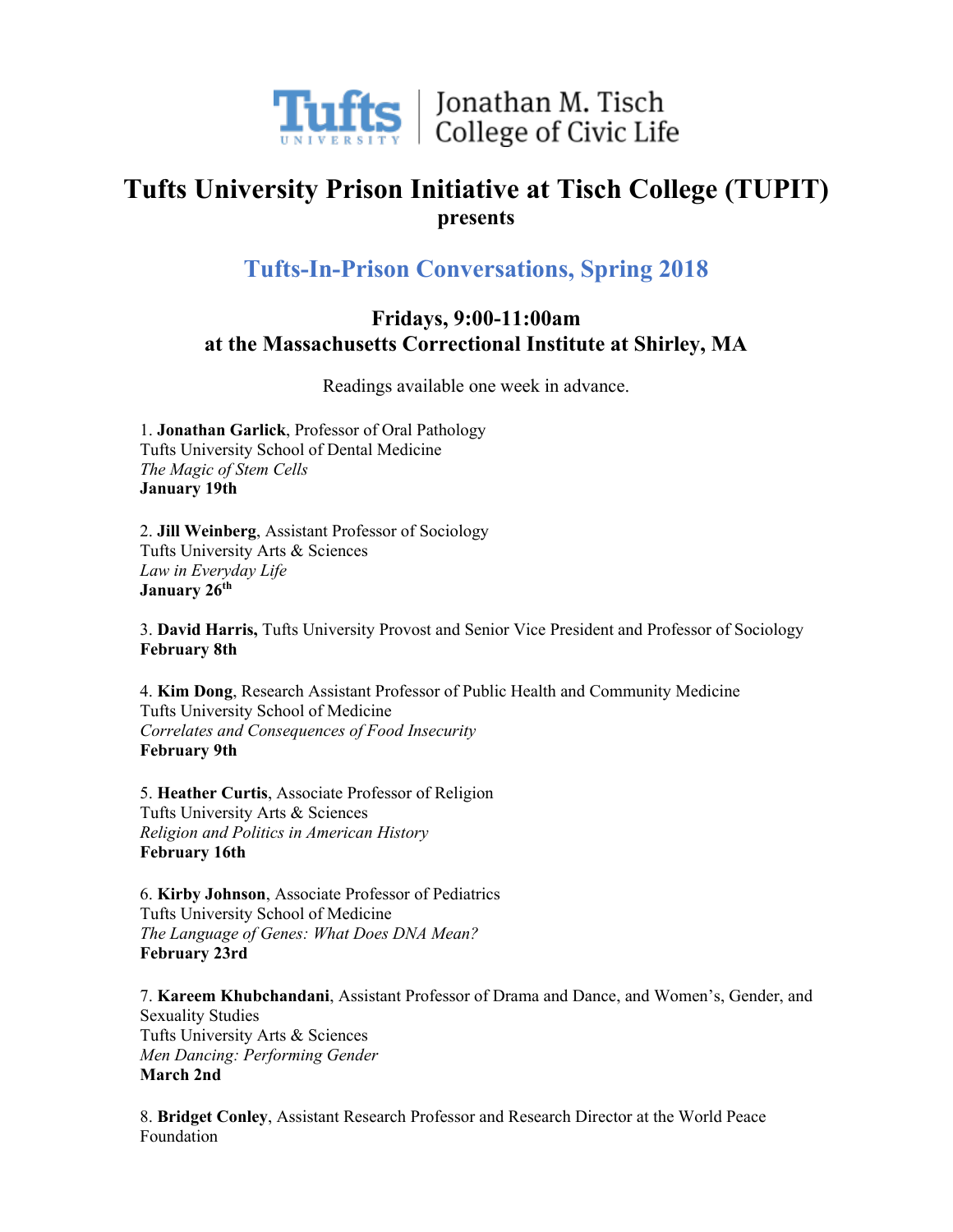Tufts University | Jonathan M. Tisch College of Civic Life

# Tufts University Prison Initiative at Tisch College (TUPIT)

**presents**

## Tufts-In-Prison Conversations, Spring 2018

### Fridays, 9:00-11:00am
### at the Massachusetts Correctional Institute at Shirley, MA

Readings available one week in advance.

1. **Jonathan Garlick**, Professor of Oral Pathology  
Tufts University School of Dental Medicine  
*The Magic of Stem Cells*  
**January 19th**

2. **Jill Weinberg**, Assistant Professor of Sociology  
Tufts University Arts & Sciences  
*Law in Everyday Life*  
**January 26th**

3. **David Harris,** Tufts University Provost and Senior Vice President and Professor of Sociology  
**February 8th**

4. **Kim Dong**, Research Assistant Professor of Public Health and Community Medicine  
Tufts University School of Medicine  
*Correlates and Consequences of Food Insecurity*  
**February 9th**

5. **Heather Curtis**, Associate Professor of Religion  
Tufts University Arts & Sciences  
*Religion and Politics in American History*  
**February 16th**

6. **Kirby Johnson**, Associate Professor of Pediatrics  
Tufts University School of Medicine  
*The Language of Genes: What Does DNA Mean?*  
**February 23rd**

7. **Kareem Khubchandani**, Assistant Professor of Drama and Dance, and Women's, Gender, and Sexuality Studies  
Tufts University Arts & Sciences  
*Men Dancing: Performing Gender*  
**March 2nd**

8. **Bridget Conley**, Assistant Research Professor and Research Director at the World Peace Foundation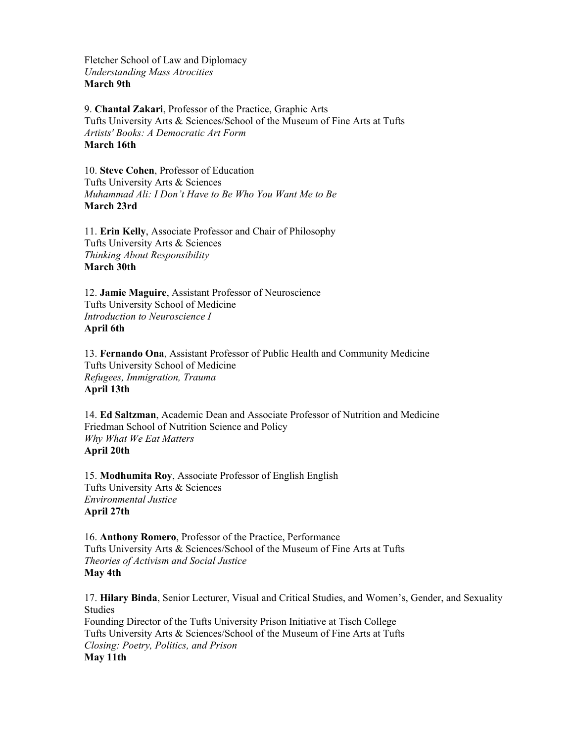Fletcher School of Law and Diplomacy
*Understanding Mass Atrocities*
**March 9th**

9. **Chantal Zakari**, Professor of the Practice, Graphic Arts
Tufts University Arts & Sciences/School of the Museum of Fine Arts at Tufts
*Artists' Books: A Democratic Art Form*
**March 16th**

10. **Steve Cohen**, Professor of Education
Tufts University Arts & Sciences
*Muhammad Ali: I Don't Have to Be Who You Want Me to Be*
**March 23rd**

11. **Erin Kelly**, Associate Professor and Chair of Philosophy
Tufts University Arts & Sciences
*Thinking About Responsibility*
**March 30th**

12. **Jamie Maguire**, Assistant Professor of Neuroscience
Tufts University School of Medicine
*Introduction to Neuroscience I*
**April 6th**

13. **Fernando Ona**, Assistant Professor of Public Health and Community Medicine
Tufts University School of Medicine
*Refugees, Immigration, Trauma*
**April 13th**

14. **Ed Saltzman**, Academic Dean and Associate Professor of Nutrition and Medicine
Friedman School of Nutrition Science and Policy
*Why What We Eat Matters*
**April 20th**

15. **Modhumita Roy**, Associate Professor of English English
Tufts University Arts & Sciences
*Environmental Justice*
**April 27th**

16. **Anthony Romero**, Professor of the Practice, Performance
Tufts University Arts & Sciences/School of the Museum of Fine Arts at Tufts
*Theories of Activism and Social Justice*
**May 4th**

17. **Hilary Binda**, Senior Lecturer, Visual and Critical Studies, and Women's, Gender, and Sexuality Studies
Founding Director of the Tufts University Prison Initiative at Tisch College
Tufts University Arts & Sciences/School of the Museum of Fine Arts at Tufts
*Closing: Poetry, Politics, and Prison*
**May 11th**